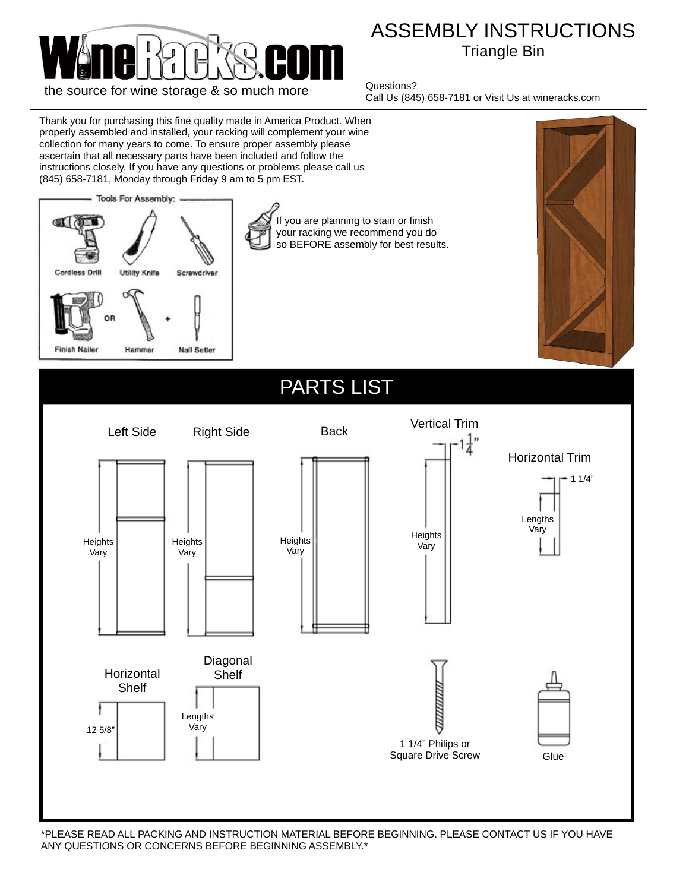# ASSEMBLY INSTRUCTIONS

## Triangle Bin

WineRacks.com

the source for wine storage & so much more

Questions?
Call Us (845) 658-7181 or Visit Us at wineracks.com

Thank you for purchasing this fine quality made in America Product. When properly assembled and installed, your racking will complement your wine collection for many years to come. To ensure proper assembly please ascertain that all necessary parts have been included and follow the instructions closely. If you have any questions or problems please call us (845) 658-7181, Monday through Friday 9 am to 5 pm EST.

**Tools For Assembly:**

- Cordless Drill
- Utility Knife
- Screwdriver
- Finish Nailer OR Hammer + Nail Setter

If you are planning to stain or finish your racking we recommend you do so BEFORE assembly for best results.

## PARTS LIST

- Left Side — Heights Vary
- Right Side — Heights Vary
- Back — Heights Vary
- Vertical Trim — 1 1/4" — Heights Vary
- Horizontal Trim — 1 1/4" — Lengths Vary
- Horizontal Shelf — 12 5/8"
- Diagonal Shelf — Lengths Vary
- 1 1/4" Philips or Square Drive Screw
- Glue

*PLEASE READ ALL PACKING AND INSTRUCTION MATERIAL BEFORE BEGINNING. PLEASE CONTACT US IF YOU HAVE ANY QUESTIONS OR CONCERNS BEFORE BEGINNING ASSEMBLY.*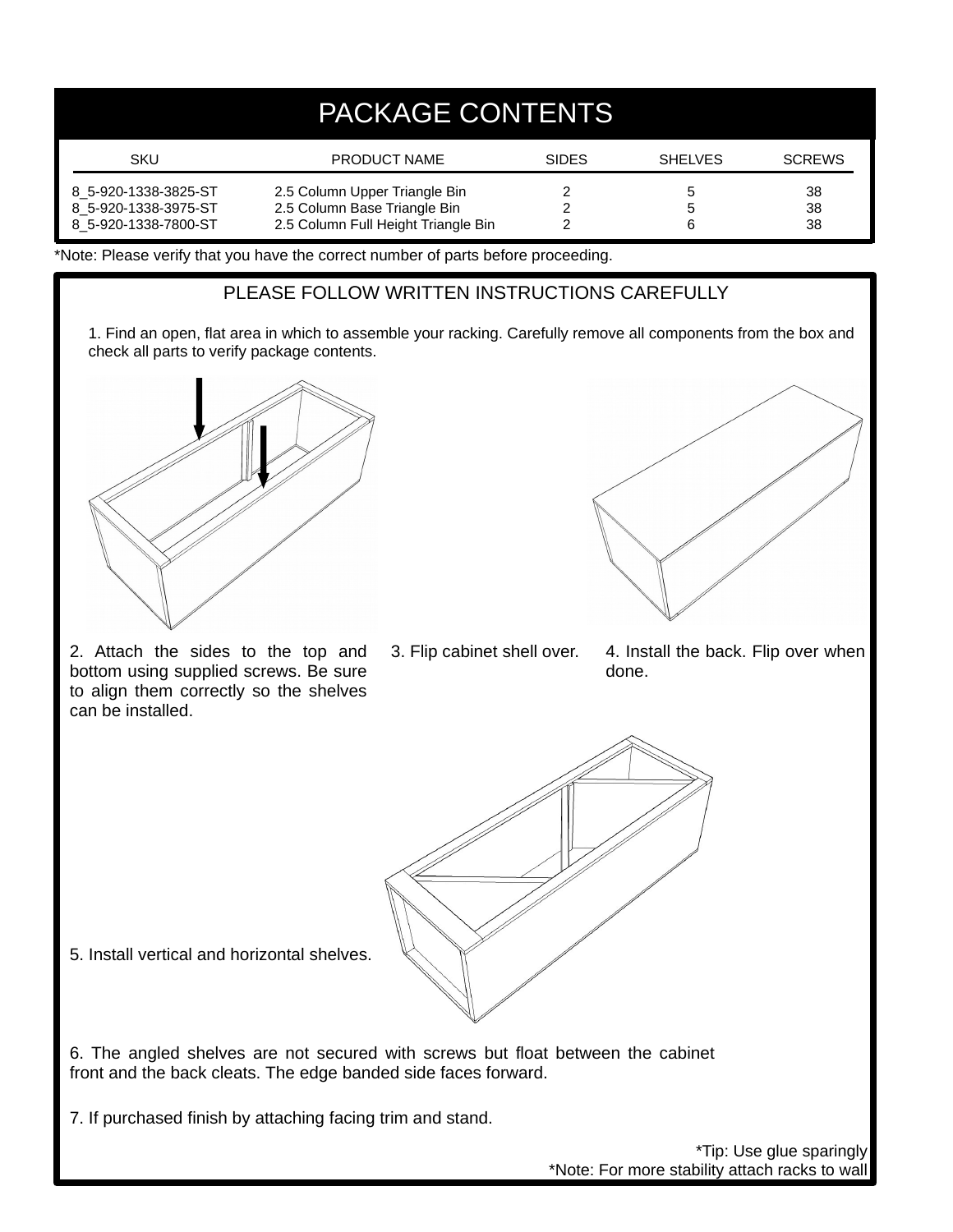# PACKAGE CONTENTS

| SKU | PRODUCT NAME | SIDES | SHELVES | SCREWS |
|---|---|---|---|---|
| 8_5-920-1338-3825-ST | 2.5 Column Upper Triangle Bin | 2 | 5 | 38 |
| 8_5-920-1338-3975-ST | 2.5 Column Base Triangle Bin | 2 | 5 | 38 |
| 8_5-920-1338-7800-ST | 2.5 Column Full Height Triangle Bin | 2 | 6 | 38 |

*Note: Please verify that you have the correct number of parts before proceeding.

## PLEASE FOLLOW WRITTEN INSTRUCTIONS CAREFULLY

1. Find an open, flat area in which to assemble your racking. Carefully remove all components from the box and check all parts to verify package contents.

2. Attach the sides to the top and bottom using supplied screws. Be sure to align them correctly so the shelves can be installed.

3. Flip cabinet shell over.

4. Install the back. Flip over when done.

5. Install vertical and horizontal shelves.

6. The angled shelves are not secured with screws but float between the cabinet front and the back cleats. The edge banded side faces forward.

7. If purchased finish by attaching facing trim and stand.

*Tip: Use glue sparingly

*Note: For more stability attach racks to wall